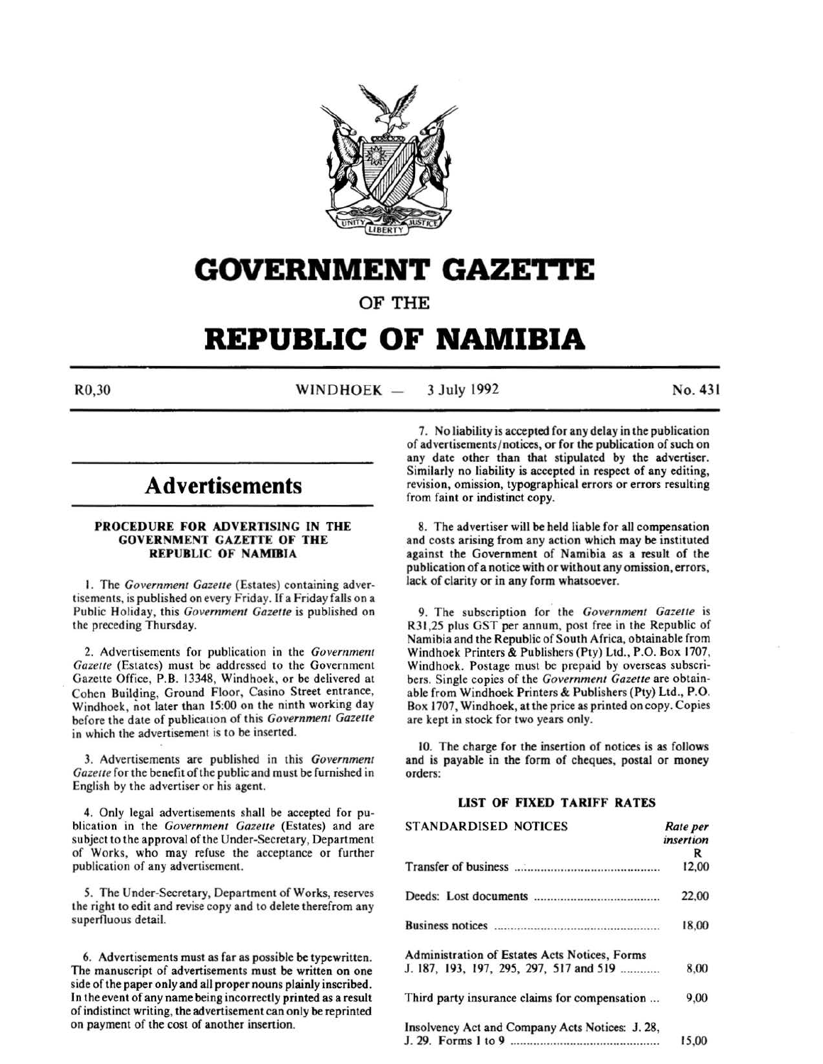# GOVERNMENT GAZETTE

OF THE

# REPUBLIC OF NAMIBIA

R0,30 WINDHOEK — 3 July 1992 No. 431

## Advertisements

### PROCEDURE FOR ADVERTISING IN THE GOVERNMENT GAZETTE OF THE REPUBLIC OF NAMIBIA

1. The *Government Gazette* (Estates) containing advertisements, is published on every Friday. If a Friday falls on a Public Holiday, this *Government Gazette* is published on the preceding Thursday.

2. Advertisements for publication in the *Government Gazette* (Estates) must be addressed to the Government Gazette Office, P.B. 13348, Windhoek, or be delivered at Cohen Building, Ground Floor, Casino Street entrance, Windhoek, not later than 15:00 on the ninth working day before the date of publication of this *Government Gazette* in which the advertisement is to be inserted.

3. Advertisements are published in this *Government Gazette* for the benefit of the public and must be furnished in English by the advertiser or his agent.

4. Only legal advertisements shall be accepted for publication in the *Government Gazette* (Estates) and are subject to the approval of the Under-Secretary, Department of Works, who may refuse the acceptance or further publication of any advertisement.

5. The Under-Secretary, Department of Works, reserves the right to edit and revise copy and to delete therefrom any superfluous detail.

6. Advertisements must as far as possible be typewritten. The manuscript of advertisements must be written on one side of the paper only and all proper nouns plainly inscribed. In the event of any name being incorrectly printed as a result of indistinct writing, the advertisement can only be reprinted on payment of the cost of another insertion.

7. No liability is accepted for any delay in the publication of advertisements/notices, or for the publication of such on any date other than that stipulated by the advertiser. Similarly no liability is accepted in respect of any editing, revision, omission, typographical errors or errors resulting from faint or indistinct copy.

8. The advertiser will be held liable for all compensation and costs arising from any action which may be instituted against the Government of Namibia as a result of the publication of a notice with or without any omission, errors, lack of clarity or in any form whatsoever.

9. The subscription for the *Government Gazette* is R31,25 plus GST per annum, post free in the Republic of Namibia and the Republic of South Africa, obtainable from Windhoek Printers & Publishers (Pty) Ltd., P.O. Box 1707, Windhoek. Postage must be prepaid by overseas subscribers. Single copies of the *Government Gazette* are obtainable from Windhoek Printers & Publishers (Pty) Ltd., P.O. Box 1707, Windhoek, at the price as printed on copy. Copies are kept in stock for two years only.

10. The charge for the insertion of notices is as follows and is payable in the form of cheques, postal or money orders:

### LIST OF FIXED TARIFF RATES

| STANDARDISED NOTICES | *Rate per insertion* R |
|---|---|
| Transfer of business | 12,00 |
| Deeds: Lost documents | 22,00 |
| Business notices | 18,00 |
| Administration of Estates Acts Notices, Forms J. 187, 193, 197, 295, 297, 517 and 519 | 8,00 |
| Third party insurance claims for compensation | 9,00 |
| Insolvency Act and Company Acts Notices: J. 28, J. 29. Forms 1 to 9 | 15,00 |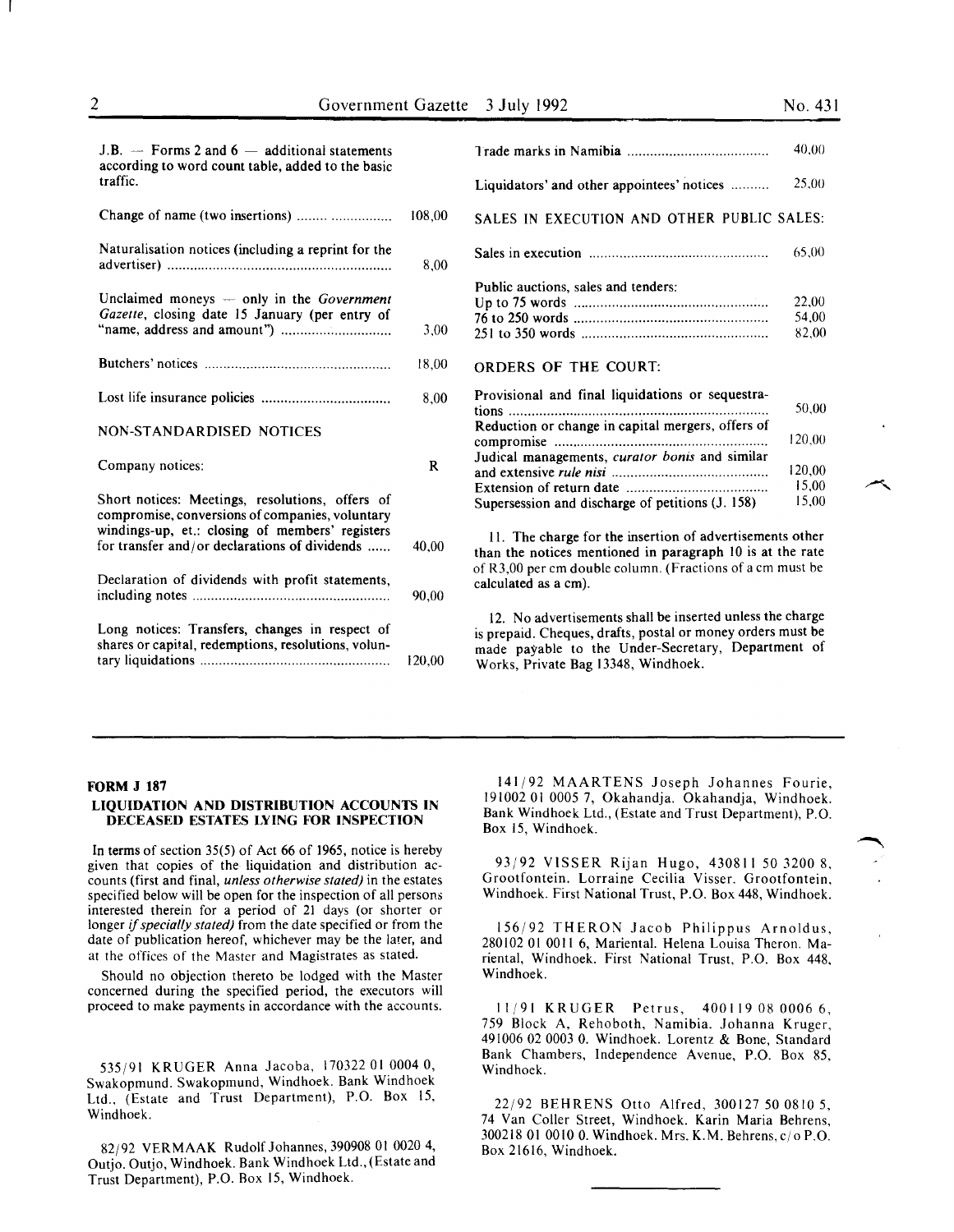J.B. — Forms 2 and 6 — additional statements according to word count table, added to the basic traffic.

| | |
|---|---|
| Change of name (two insertions) | 108,00 |
| Naturalisation notices (including a reprint for the advertiser) | 8,00 |
| Unclaimed moneys — only in the *Government Gazette*, closing date 15 January (per entry of "name, address and amount") | 3,00 |
| Butchers' notices | 18,00 |
| Lost life insurance policies | 8,00 |

NON-STANDARDISED NOTICES

| | |
|---|---|
| Company notices: | R |
| Short notices: Meetings, resolutions, offers of compromise, conversions of companies, voluntary windings-up, et.: closing of members' registers for transfer and/or declarations of dividends | 40,00 |
| Declaration of dividends with profit statements, including notes | 90,00 |
| Long notices: Transfers, changes in respect of shares or capital, redemptions, resolutions, voluntary liquidations | 120,00 |
| Trade marks in Namibia | 40,00 |
| Liquidators' and other appointees' notices | 25,00 |

SALES IN EXECUTION AND OTHER PUBLIC SALES:

| | |
|---|---|
| Sales in execution | 65,00 |
| Public auctions, sales and tenders: | |
| Up to 75 words | 22,00 |
| 76 to 250 words | 54,00 |
| 251 to 350 words | 82,00 |

ORDERS OF THE COURT:

| | |
|---|---|
| Provisional and final liquidations or sequestrations | 50,00 |
| Reduction or change in capital mergers, offers of compromise | 120,00 |
| Judical managements, *curator bonis* and similar and extensive *rule nisi* | 120,00 |
| Extension of return date | 15,00 |
| Supersession and discharge of petitions (J. 158) | 15,00 |

11. The charge for the insertion of advertisements other than the notices mentioned in paragraph 10 is at the rate of R3,00 per cm double column. (Fractions of a cm must be calculated as a cm).

12. No advertisements shall be inserted unless the charge is prepaid. Cheques, drafts, postal or money orders must be made payable to the Under-Secretary, Department of Works, Private Bag 13348, Windhoek.

---

**FORM J 187**

**LIQUIDATION AND DISTRIBUTION ACCOUNTS IN DECEASED ESTATES LYING FOR INSPECTION**

In terms of section 35(5) of Act 66 of 1965, notice is hereby given that copies of the liquidation and distribution accounts (first and final, *unless otherwise stated)* in the estates specified below will be open for the inspection of all persons interested therein for a period of 21 days (or shorter or longer *if specially stated)* from the date specified or from the date of publication hereof, whichever may be the later, and at the offices of the Master and Magistrates as stated.

Should no objection thereto be lodged with the Master concerned during the specified period, the executors will proceed to make payments in accordance with the accounts.

535/91 KRUGER Anna Jacoba, 170322 01 0004 0, Swakopmund. Swakopmund, Windhoek. Bank Windhoek Ltd., (Estate and Trust Department), P.O. Box 15, Windhoek.

82/92 VERMAAK Rudolf Johannes, 390908 01 0020 4, Outjo. Outjo, Windhoek. Bank Windhoek Ltd., (Estate and Trust Department), P.O. Box 15, Windhoek.

141/92 MAARTENS Joseph Johannes Fourie, 191002 01 0005 7, Okahandja. Okahandja, Windhoek. Bank Windhoek Ltd., (Estate and Trust Department), P.O. Box 15, Windhoek.

93/92 VISSER Rijan Hugo, 430811 50 3200 8, Grootfontein. Lorraine Cecilia Visser. Grootfontein, Windhoek. First National Trust, P.O. Box 448, Windhoek.

156/92 THERON Jacob Philippus Arnoldus, 280102 01 0011 6, Mariental. Helena Louisa Theron. Mariental, Windhoek. First National Trust, P.O. Box 448, Windhoek.

11/91 KRUGER Petrus, 400119 08 0006 6, 759 Block A, Rehoboth, Namibia. Johanna Kruger, 491006 02 0003 0. Windhoek. Lorentz & Bone, Standard Bank Chambers, Independence Avenue, P.O. Box 85, Windhoek.

22/92 BEHRENS Otto Alfred, 300127 50 0810 5, 74 Van Coller Street, Windhoek. Karin Maria Behrens, 300218 01 0010 0. Windhoek. Mrs. K.M. Behrens, c/o P.O. Box 21616, Windhoek.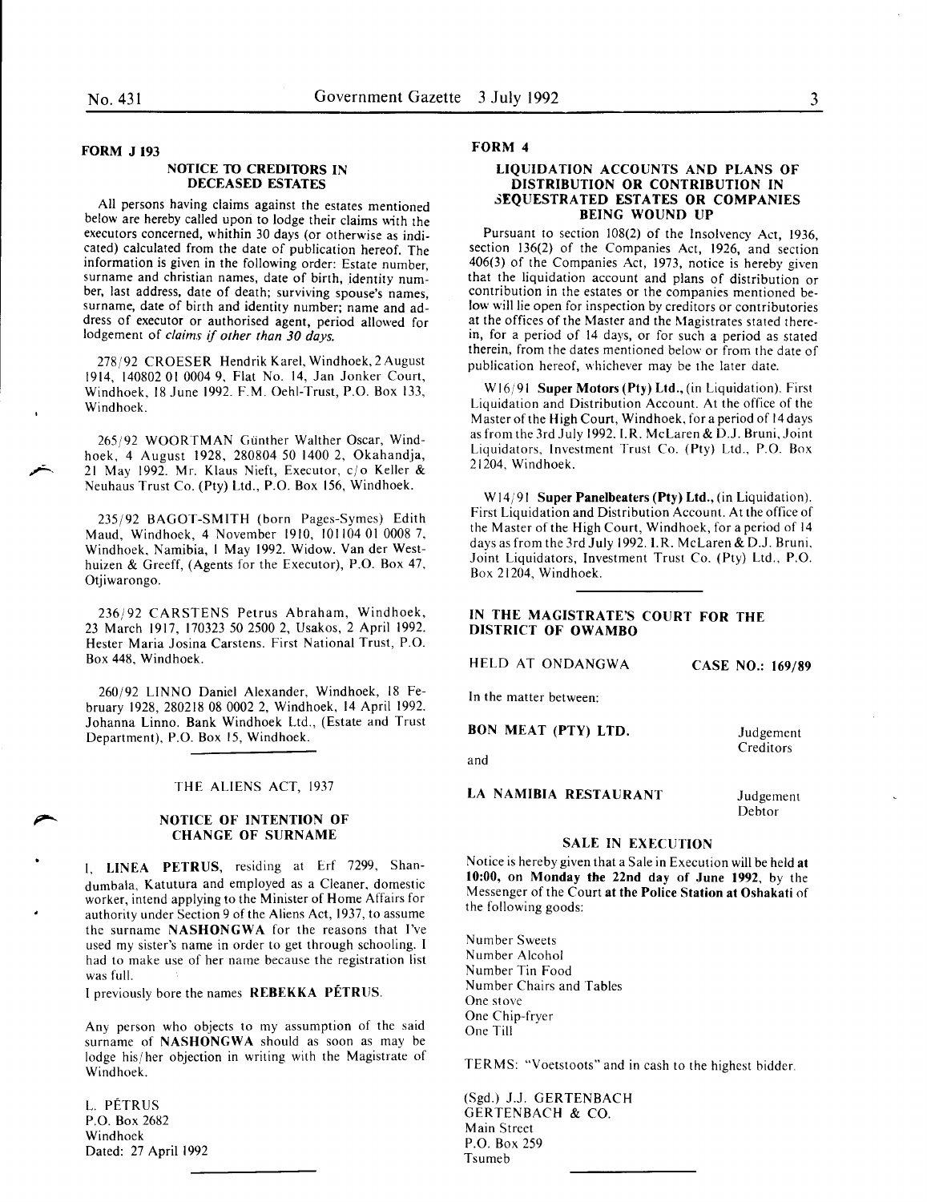**FORM J 193**

## NOTICE TO CREDITORS IN DECEASED ESTATES

All persons having claims against the estates mentioned below are hereby called upon to lodge their claims with the executors concerned, whithin 30 days (or otherwise as indicated) calculated from the date of publication hereof. The information is given in the following order: Estate number, surname and christian names, date of birth, identity number, last address, date of death; surviving spouse's names, surname, date of birth and identity number; name and address of executor or authorised agent, period allowed for lodgement of *claims if other than 30 days.*

278/92 CROESER Hendrik Karel, Windhoek, 2 August 1914, 140802 01 0004 9, Flat No. 14, Jan Jonker Court, Windhoek, 18 June 1992. F.M. Oehl-Trust, P.O. Box 133, Windhoek.

265/92 WOORTMAN Günther Walther Oscar, Windhoek, 4 August 1928, 280804 50 1400 2, Okahandja, 21 May 1992. Mr. Klaus Nieft, Executor, c/o Keller & Neuhaus Trust Co. (Pty) Ltd., P.O. Box 156, Windhoek.

235/92 BAGOT-SMITH (born Pages-Symes) Edith Maud, Windhoek, 4 November 1910, 101104 01 0008 7, Windhoek, Namibia, 1 May 1992. Widow. Van der Westhuizen & Greeff, (Agents for the Executor), P.O. Box 47, Otjiwarongo.

236/92 CARSTENS Petrus Abraham, Windhoek, 23 March 1917, 170323 50 2500 2, Usakos, 2 April 1992. Hester Maria Josina Carstens. First National Trust, P.O. Box 448, Windhoek.

260/92 LINNO Daniel Alexander, Windhoek, 18 February 1928, 280218 08 0002 2, Windhoek, 14 April 1992. Johanna Linno. Bank Windhoek Ltd., (Estate and Trust Department), P.O. Box 15, Windhoek.

---

THE ALIENS ACT, 1937

## NOTICE OF INTENTION OF CHANGE OF SURNAME

I, **LINEA PETRUS**, residing at Erf 7299, Shandumbala, Katutura and employed as a Cleaner, domestic worker, intend applying to the Minister of Home Affairs for authority under Section 9 of the Aliens Act, 1937, to assume the surname **NASHONGWA** for the reasons that I've used my sister's name in order to get through schooling. I had to make use of her name because the registration list was full.

I previously bore the names **REBEKKA PÉTRUS**.

Any person who objects to my assumption of the said surname of **NASHONGWA** should as soon as may be lodge his/her objection in writing with the Magistrate of Windhoek.

L. PÉTRUS
P.O. Box 2682
Windhoek
Dated: 27 April 1992

---

**FORM 4**

## LIQUIDATION ACCOUNTS AND PLANS OF DISTRIBUTION OR CONTRIBUTION IN SEQUESTRATED ESTATES OR COMPANIES BEING WOUND UP

Pursuant to section 108(2) of the Insolvency Act, 1936, section 136(2) of the Companies Act, 1926, and section 406(3) of the Companies Act, 1973, notice is hereby given that the liquidation account and plans of distribution or contribution in the estates or the companies mentioned below will lie open for inspection by creditors or contributories at the offices of the Master and the Magistrates stated therein, for a period of 14 days, or for such a period as stated therein, from the dates mentioned below or from the date of publication hereof, whichever may be the later date.

W16/91 **Super Motors (Pty) Ltd.,** (in Liquidation). First Liquidation and Distribution Account. At the office of the Master of the High Court, Windhoek, for a period of 14 days as from the 3rd July 1992. I.R. McLaren & D.J. Bruni, Joint Liquidators, Investment Trust Co. (Pty) Ltd., P.O. Box 21204, Windhoek.

W14/91 **Super Panelbeaters (Pty) Ltd.,** (in Liquidation). First Liquidation and Distribution Account. At the office of the Master of the High Court, Windhoek, for a period of 14 days as from the 3rd July 1992. I.R. McLaren & D.J. Bruni, Joint Liquidators, Investment Trust Co. (Pty) Ltd., P.O. Box 21204, Windhoek.

---

## IN THE MAGISTRATE'S COURT FOR THE DISTRICT OF OWAMBO

HELD AT ONDANGWA **CASE NO.: 169/89**

In the matter between:

**BON MEAT (PTY) LTD.** Judgement Creditors

and

**LA NAMIBIA RESTAURANT** Judgement Debtor

### SALE IN EXECUTION

Notice is hereby given that a Sale in Execution will be held **at 10:00, on Monday the 22nd day of June 1992,** by the Messenger of the Court **at the Police Station at Oshakati** of the following goods:

Number Sweets
Number Alcohol
Number Tin Food
Number Chairs and Tables
One stove
One Chip-fryer
One Till

TERMS: "Voetstoots" and in cash to the highest bidder.

(Sgd.) J.J. GERTENBACH
GERTENBACH & CO.
Main Street
P.O. Box 259
Tsumeb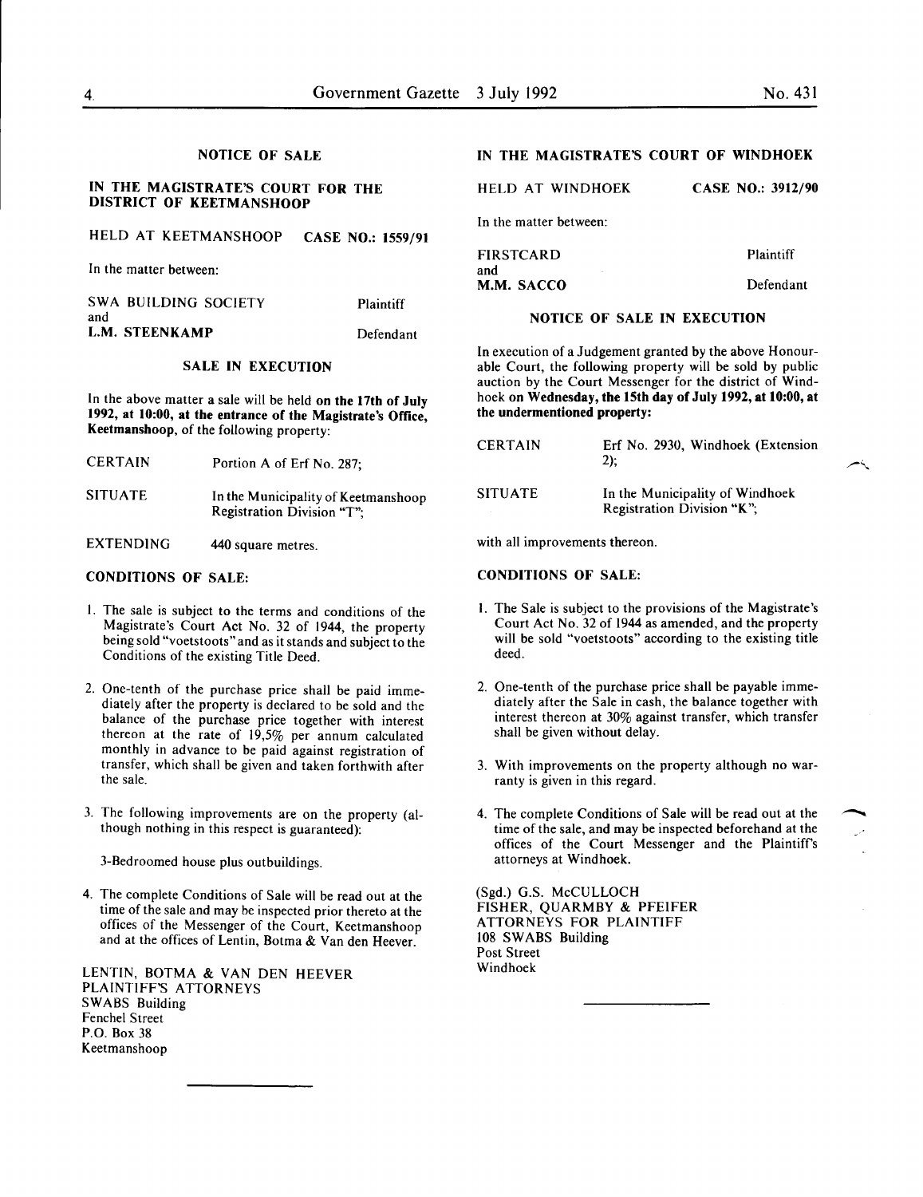## NOTICE OF SALE

### IN THE MAGISTRATE'S COURT FOR THE DISTRICT OF KEETMANSHOOP

HELD AT KEETMANSHOOP **CASE NO.: 1559/91**

In the matter between:

| | |
|---|---|
| SWA BUILDING SOCIETY | Plaintiff |
| and | |
| **L.M. STEENKAMP** | Defendant |

### SALE IN EXECUTION

In the above matter a sale will be held **on the 17th of July 1992, at 10:00, at the entrance of the Magistrate's Office, Keetmanshoop**, of the following property:

| | |
|---|---|
| CERTAIN | Portion A of Erf No. 287; |
| SITUATE | In the Municipality of Keetmanshoop Registration Division "T"; |
| EXTENDING | 440 square metres. |

**CONDITIONS OF SALE:**

1. The sale is subject to the terms and conditions of the Magistrate's Court Act No. 32 of 1944, the property being sold "voetstoots" and as it stands and subject to the Conditions of the existing Title Deed.

2. One-tenth of the purchase price shall be paid immediately after the property is declared to be sold and the balance of the purchase price together with interest thereon at the rate of 19,5% per annum calculated monthly in advance to be paid against registration of transfer, which shall be given and taken forthwith after the sale.

3. The following improvements are on the property (although nothing in this respect is guaranteed):

   3-Bedroomed house plus outbuildings.

4. The complete Conditions of Sale will be read out at the time of the sale and may be inspected prior thereto at the offices of the Messenger of the Court, Keetmanshoop and at the offices of Lentin, Botma & Van den Heever.

LENTIN, BOTMA & VAN DEN HEEVER
PLAINTIFF'S ATTORNEYS
SWABS Building
Fenchel Street
P.O. Box 38
Keetmanshoop

---

### IN THE MAGISTRATE'S COURT OF WINDHOEK

HELD AT WINDHOEK **CASE NO.: 3912/90**

In the matter between:

| | |
|---|---|
| FIRSTCARD | Plaintiff |
| and | |
| **M.M. SACCO** | Defendant |

### NOTICE OF SALE IN EXECUTION

In execution of a Judgement granted by the above Honourable Court, the following property will be sold by public auction by the Court Messenger for the district of Windhoek **on Wednesday, the 15th day of July 1992, at 10:00, at the undermentioned property:**

| | |
|---|---|
| CERTAIN | Erf No. 2930, Windhoek (Extension 2); |
| SITUATE | In the Municipality of Windhoek Registration Division "K"; |

with all improvements thereon.

**CONDITIONS OF SALE:**

1. The Sale is subject to the provisions of the Magistrate's Court Act No. 32 of 1944 as amended, and the property will be sold "voetstoots" according to the existing title deed.

2. One-tenth of the purchase price shall be payable immediately after the Sale in cash, the balance together with interest thereon at 30% against transfer, which transfer shall be given without delay.

3. With improvements on the property although no warranty is given in this regard.

4. The complete Conditions of Sale will be read out at the time of the sale, and may be inspected beforehand at the offices of the Court Messenger and the Plaintiff's attorneys at Windhoek.

(Sgd.) G.S. McCULLOCH
FISHER, QUARMBY & PFEIFER
ATTORNEYS FOR PLAINTIFF
108 SWABS Building
Post Street
Windhoek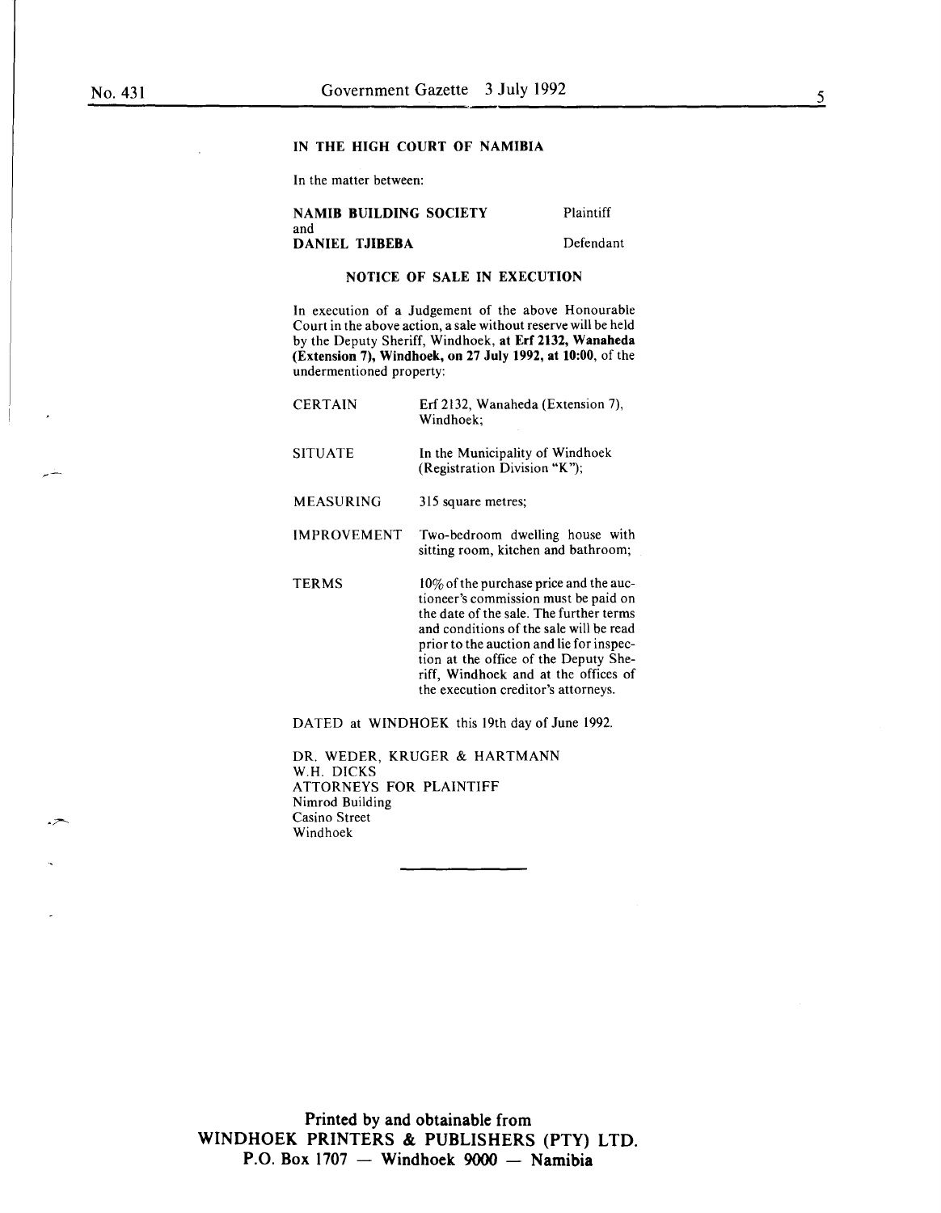**IN THE HIGH COURT OF NAMIBIA**

In the matter between:

| | |
|---|---|
| **NAMIB BUILDING SOCIETY** | Plaintiff |
| and | |
| **DANIEL TJIBEBA** | Defendant |

**NOTICE OF SALE IN EXECUTION**

In execution of a Judgement of the above Honourable Court in the above action, a sale without reserve will be held by the Deputy Sheriff, Windhoek, **at Erf 2132, Wanaheda (Extension 7), Windhoek, on 27 July 1992, at 10:00**, of the undermentioned property:

| | |
|---|---|
| CERTAIN | Erf 2132, Wanaheda (Extension 7), Windhoek; |
| SITUATE | In the Municipality of Windhoek (Registration Division "K"); |
| MEASURING | 315 square metres; |
| IMPROVEMENT | Two-bedroom dwelling house with sitting room, kitchen and bathroom; |
| TERMS | 10% of the purchase price and the auctioneer's commission must be paid on the date of the sale. The further terms and conditions of the sale will be read prior to the auction and lie for inspection at the office of the Deputy Sheriff, Windhoek and at the offices of the execution creditor's attorneys. |

DATED at WINDHOEK this 19th day of June 1992.

DR. WEDER, KRUGER & HARTMANN
W.H. DICKS
ATTORNEYS FOR PLAINTIFF
Nimrod Building
Casino Street
Windhoek

---

**Printed by and obtainable from**
**WINDHOEK PRINTERS & PUBLISHERS (PTY) LTD.**
**P.O. Box 1707 — Windhoek 9000 — Namibia**